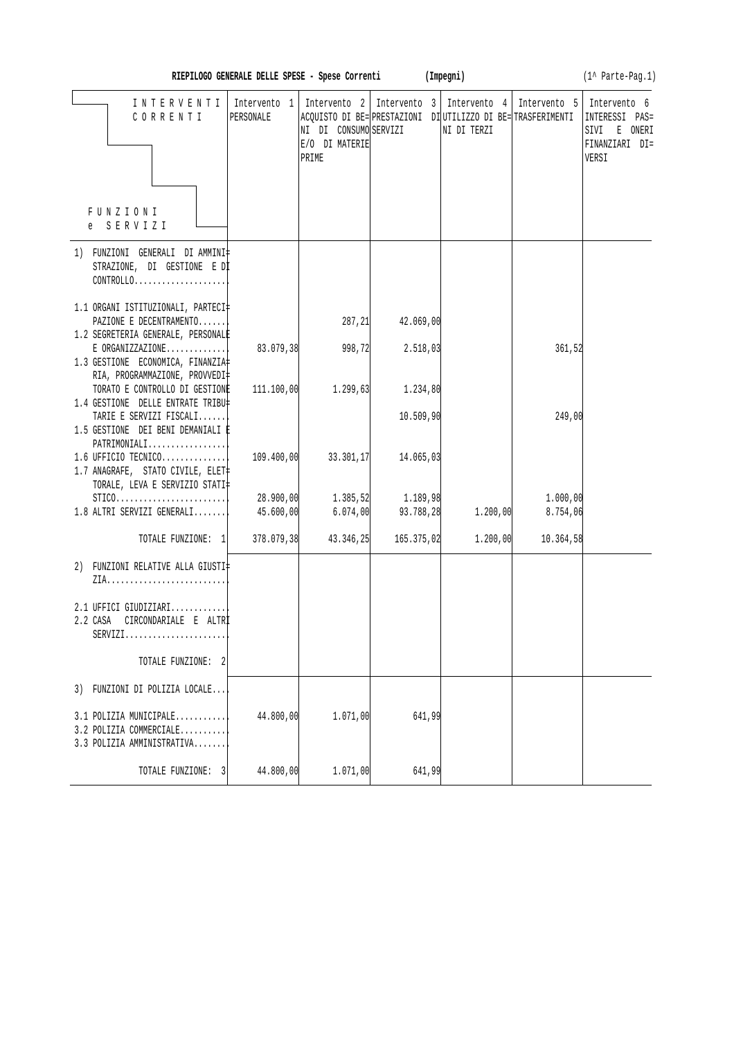**RIEPILOGO GENERALE DELLE SPESE - Spese Correnti (Impegni)** (1^ Parte-Pag.1)

| INTERVENTI CORRENTI / FUNZIONI e SERVIZI | Intervento 1 PERSONALE | Intervento 2 ACQUISTO DI BENI DI CONSUMO E/O DI MATERIE PRIME | Intervento 3 PRESTAZIONI DI SERVIZI | Intervento 4 UTILIZZO DI BENI DI TERZI | Intervento 5 TRASFERIMENTI | Intervento 6 INTERESSI PASSIVI E ONERI FINANZIARI DIVERSI |
|---|---|---|---|---|---|---|
| 1) FUNZIONI GENERALI DI AMMINISTRAZIONE, DI GESTIONE E DI CONTROLLO.................... | | | | | | |
| 1.1 ORGANI ISTITUZIONALI, PARTECIPAZIONE E DECENTRAMENTO....... | | 287,21 | 42.069,00 | | | |
| 1.2 SEGRETERIA GENERALE, PERSONALE E ORGANIZZAZIONE.............. | 83.079,38 | 998,72 | 2.518,03 | | 361,52 | |
| 1.3 GESTIONE ECONOMICA, FINANZIARIA, PROGRAMMAZIONE, PROVVEDITORATO E CONTROLLO DI GESTIONE | 111.100,00 | 1.299,63 | 1.234,80 | | | |
| 1.4 GESTIONE DELLE ENTRATE TRIBUTARIE E SERVIZI FISCALI....... | | | 10.509,90 | | 249,00 | |
| 1.5 GESTIONE DEI BENI DEMANIALI E PATRIMONIALI................. | | | | | | |
| 1.6 UFFICIO TECNICO.............. | 109.400,00 | 33.301,17 | 14.065,03 | | | |
| 1.7 ANAGRAFE, STATO CIVILE, ELETTORALE, LEVA E SERVIZIO STATISTICO........................ | 28.900,00 | 1.385,52 | 1.189,98 | | 1.000,00 | |
| 1.8 ALTRI SERVIZI GENERALI........ | 45.600,00 | 6.074,00 | 93.788,28 | 1.200,00 | 8.754,06 | |
| TOTALE FUNZIONE: 1 | 378.079,38 | 43.346,25 | 165.375,02 | 1.200,00 | 10.364,58 | |
| 2) FUNZIONI RELATIVE ALLA GIUSTIZIA.......................... | | | | | | |
| 2.1 UFFICI GIUDIZIARI............ | | | | | | |
| 2.2 CASA CIRCONDARIALE E ALTRI SERVIZI....................... | | | | | | |
| TOTALE FUNZIONE: 2 | | | | | | |
| 3) FUNZIONI DI POLIZIA LOCALE.... | | | | | | |
| 3.1 POLIZIA MUNICIPALE........... | 44.800,00 | 1.071,00 | 641,99 | | | |
| 3.2 POLIZIA COMMERCIALE.......... | | | | | | |
| 3.3 POLIZIA AMMINISTRATIVA........ | | | | | | |
| TOTALE FUNZIONE: 3 | 44.800,00 | 1.071,00 | 641,99 | | | |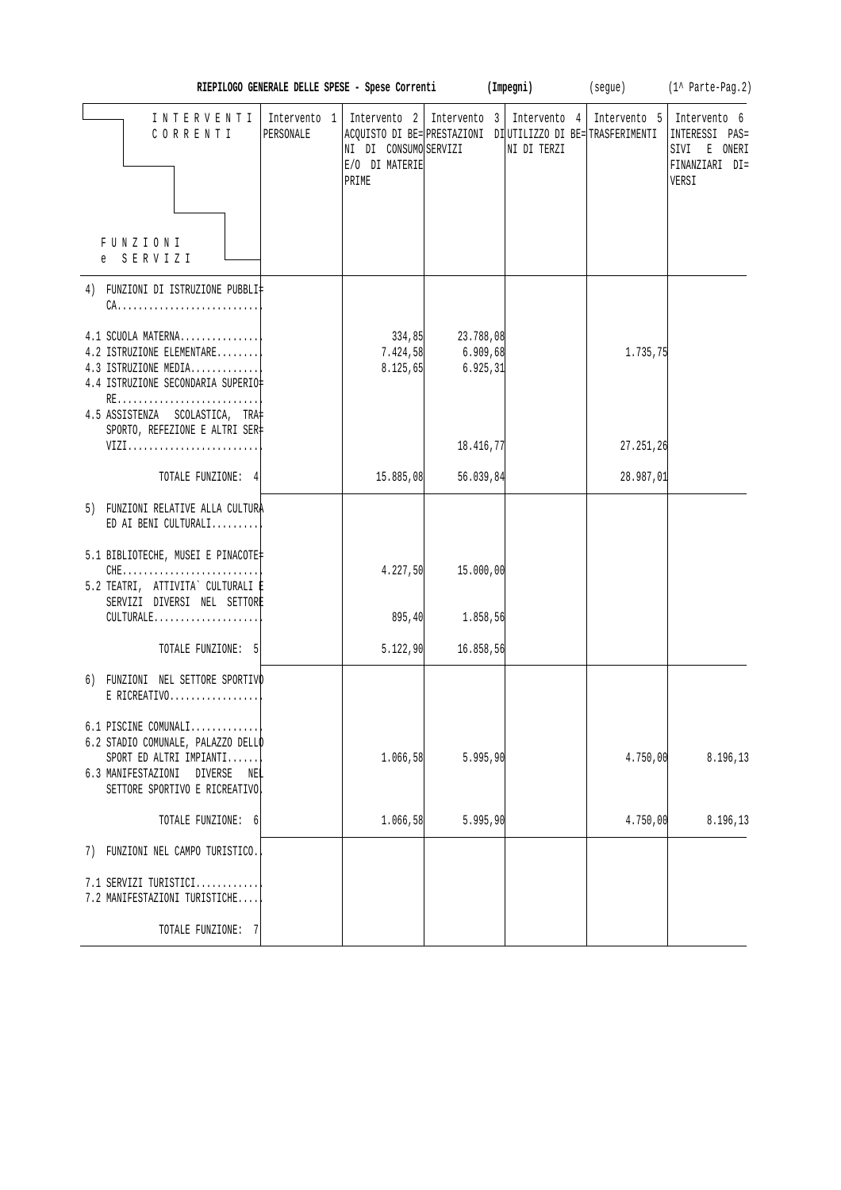**RIEPILOGO GENERALE DELLE SPESE - Spese Correnti (Impegni) (segue) (1^ Parte-Pag.2)**

| INTERVENTI CORRENTI / FUNZIONI e SERVIZI | Intervento 1 PERSONALE | Intervento 2 ACQUISTO DI BENI DI CONSUMO E/O DI MATERIE PRIME | Intervento 3 PRESTAZIONI DI SERVIZI | Intervento 4 UTILIZZO DI BENI DI TERZI | Intervento 5 TRASFERIMENTI | Intervento 6 INTERESSI PASSIVI E ONERI FINANZIARI DIVERSI |
|---|---|---|---|---|---|---|
| 4) FUNZIONI DI ISTRUZIONE PUBBLICA........................... | | | | | | |
| 4.1 SCUOLA MATERNA............... | | 334,85 | 23.788,08 | | | |
| 4.2 ISTRUZIONE ELEMENTARE......... | | 7.424,58 | 6.909,68 | | 1.735,75 | |
| 4.3 ISTRUZIONE MEDIA............. | | 8.125,65 | 6.925,31 | | | |
| 4.4 ISTRUZIONE SECONDARIA SUPERIORE........................... | | | | | | |
| 4.5 ASSISTENZA SCOLASTICA, TRASPORTO, REFEZIONE E ALTRI SERVIZI......................... | | | 18.416,77 | | 27.251,26 | |
| TOTALE FUNZIONE: 4 | | 15.885,08 | 56.039,84 | | 28.987,01 | |
| 5) FUNZIONI RELATIVE ALLA CULTURA ED AI BENI CULTURALI......... | | | | | | |
| 5.1 BIBLIOTECHE, MUSEI E PINACOTECHE.......................... | | 4.227,50 | 15.000,00 | | | |
| 5.2 TEATRI, ATTIVITA` CULTURALI E SERVIZI DIVERSI NEL SETTORE CULTURALE.................... | | 895,40 | 1.858,56 | | | |
| TOTALE FUNZIONE: 5 | | 5.122,90 | 16.858,56 | | | |
| 6) FUNZIONI NEL SETTORE SPORTIVO E RICREATIVO................. | | | | | | |
| 6.1 PISCINE COMUNALI............. | | | | | | |
| 6.2 STADIO COMUNALE, PALAZZO DELLO SPORT ED ALTRI IMPIANTI....... | | 1.066,58 | 5.995,90 | | 4.750,00 | 8.196,13 |
| 6.3 MANIFESTAZIONI DIVERSE NEL SETTORE SPORTIVO E RICREATIVO | | | | | | |
| TOTALE FUNZIONE: 6 | | 1.066,58 | 5.995,90 | | 4.750,00 | 8.196,13 |
| 7) FUNZIONI NEL CAMPO TURISTICO.. | | | | | | |
| 7.1 SERVIZI TURISTICI............ | | | | | | |
| 7.2 MANIFESTAZIONI TURISTICHE.... | | | | | | |
| TOTALE FUNZIONE: 7 | | | | | | |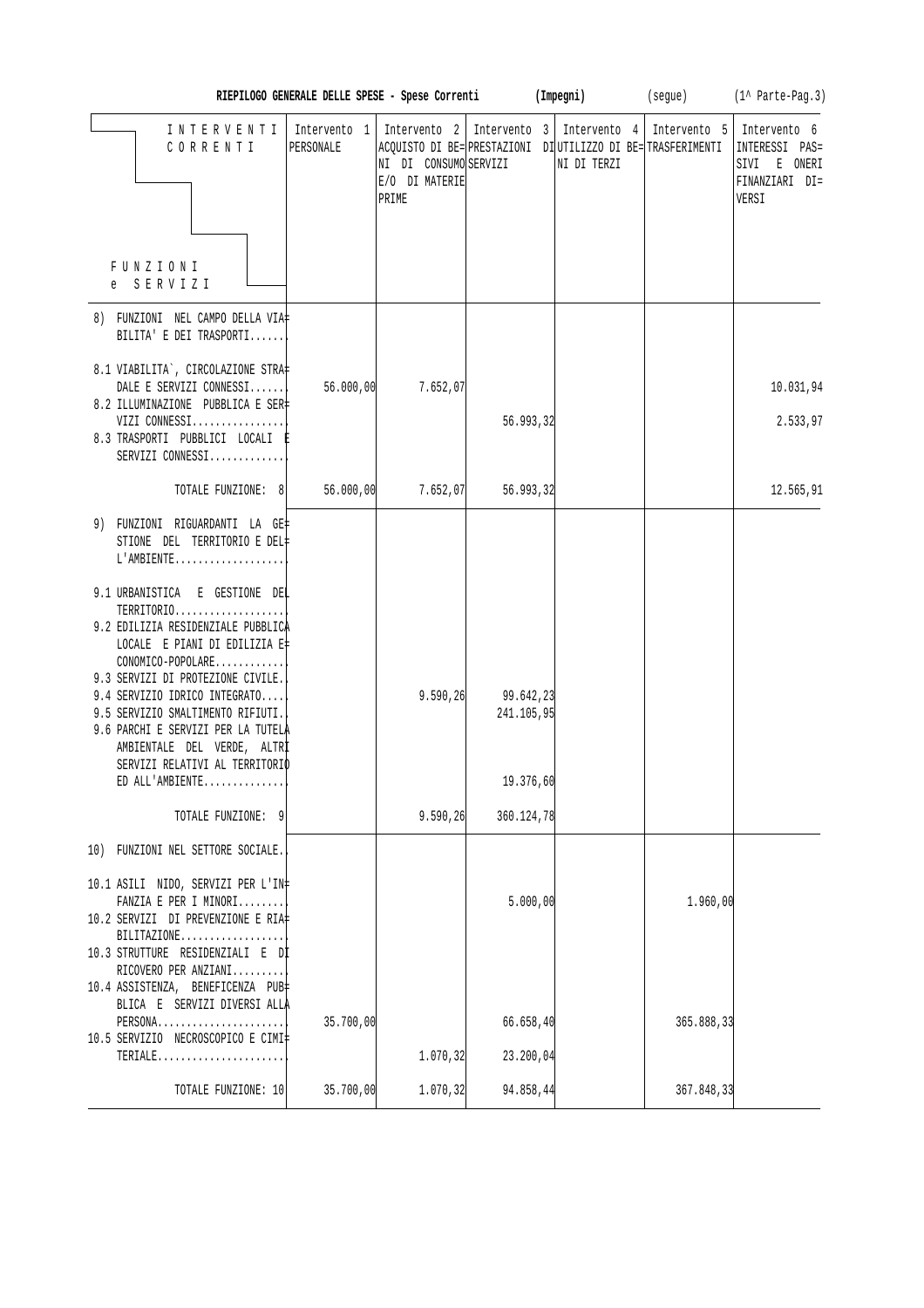**RIEPILOGO GENERALE DELLE SPESE - Spese Correnti (Impegni) (segue) (1^ Parte-Pag.3)**

| INTERVENTI CORRENTI / FUNZIONI e SERVIZI | Intervento 1 PERSONALE | Intervento 2 ACQUISTO DI BENI DI CONSUMO E/O DI MATERIE PRIME | Intervento 3 PRESTAZIONI SERVIZI | Intervento 4 UTILIZZO DI BENI DI TERZI | Intervento 5 TRASFERIMENTI | Intervento 6 INTERESSI PASSIVI E ONERI FINANZIARI DIVERSI |
|---|---|---|---|---|---|---|
| 8) FUNZIONI NEL CAMPO DELLA VIABILITA' E DEI TRASPORTI...... | | | | | | |
| 8.1 VIABILITA`, CIRCOLAZIONE STRADALE E SERVIZI CONNESSI....... | 56.000,00 | 7.652,07 | | | | 10.031,94 |
| 8.2 ILLUMINAZIONE PUBBLICA E SERVIZI CONNESSI................. | | | 56.993,32 | | | 2.533,97 |
| 8.3 TRASPORTI PUBBLICI LOCALI E SERVIZI CONNESSI............. | | | | | | |
| TOTALE FUNZIONE: 8 | 56.000,00 | 7.652,07 | 56.993,32 | | | 12.565,91 |
| 9) FUNZIONI RIGUARDANTI LA GESTIONE DEL TERRITORIO E DELL'AMBIENTE................... | | | | | | |
| 9.1 URBANISTICA E GESTIONE DEL TERRITORIO................... | | | | | | |
| 9.2 EDILIZIA RESIDENZIALE PUBBLICA LOCALE E PIANI DI EDILIZIA ECONOMICO-POPOLARE............ | | | | | | |
| 9.3 SERVIZI DI PROTEZIONE CIVILE.. | | | | | | |
| 9.4 SERVIZIO IDRICO INTEGRATO..... | | 9.590,26 | 99.642,23 | | | |
| 9.5 SERVIZIO SMALTIMENTO RIFIUTI.. | | | 241.105,95 | | | |
| 9.6 PARCHI E SERVIZI PER LA TUTELA AMBIENTALE DEL VERDE, ALTRI SERVIZI RELATIVI AL TERRITORIO ED ALL'AMBIENTE.............. | | | 19.376,60 | | | |
| TOTALE FUNZIONE: 9 | | 9.590,26 | 360.124,78 | | | |
| 10) FUNZIONI NEL SETTORE SOCIALE.. | | | | | | |
| 10.1 ASILI NIDO, SERVIZI PER L'INFANZIA E PER I MINORI........ | | | 5.000,00 | | 1.960,00 | |
| 10.2 SERVIZI DI PREVENZIONE E RIABILITAZIONE.................. | | | | | | |
| 10.3 STRUTTURE RESIDENZIALI E DI RICOVERO PER ANZIANI......... | | | | | | |
| 10.4 ASSISTENZA, BENEFICENZA PUBBLICA E SERVIZI DIVERSI ALLA PERSONA...................... | 35.700,00 | | 66.658,40 | | 365.888,33 | |
| 10.5 SERVIZIO NECROSCOPICO E CIMITERIALE...................... | | 1.070,32 | 23.200,04 | | | |
| TOTALE FUNZIONE: 10 | 35.700,00 | 1.070,32 | 94.858,44 | | 367.848,33 | |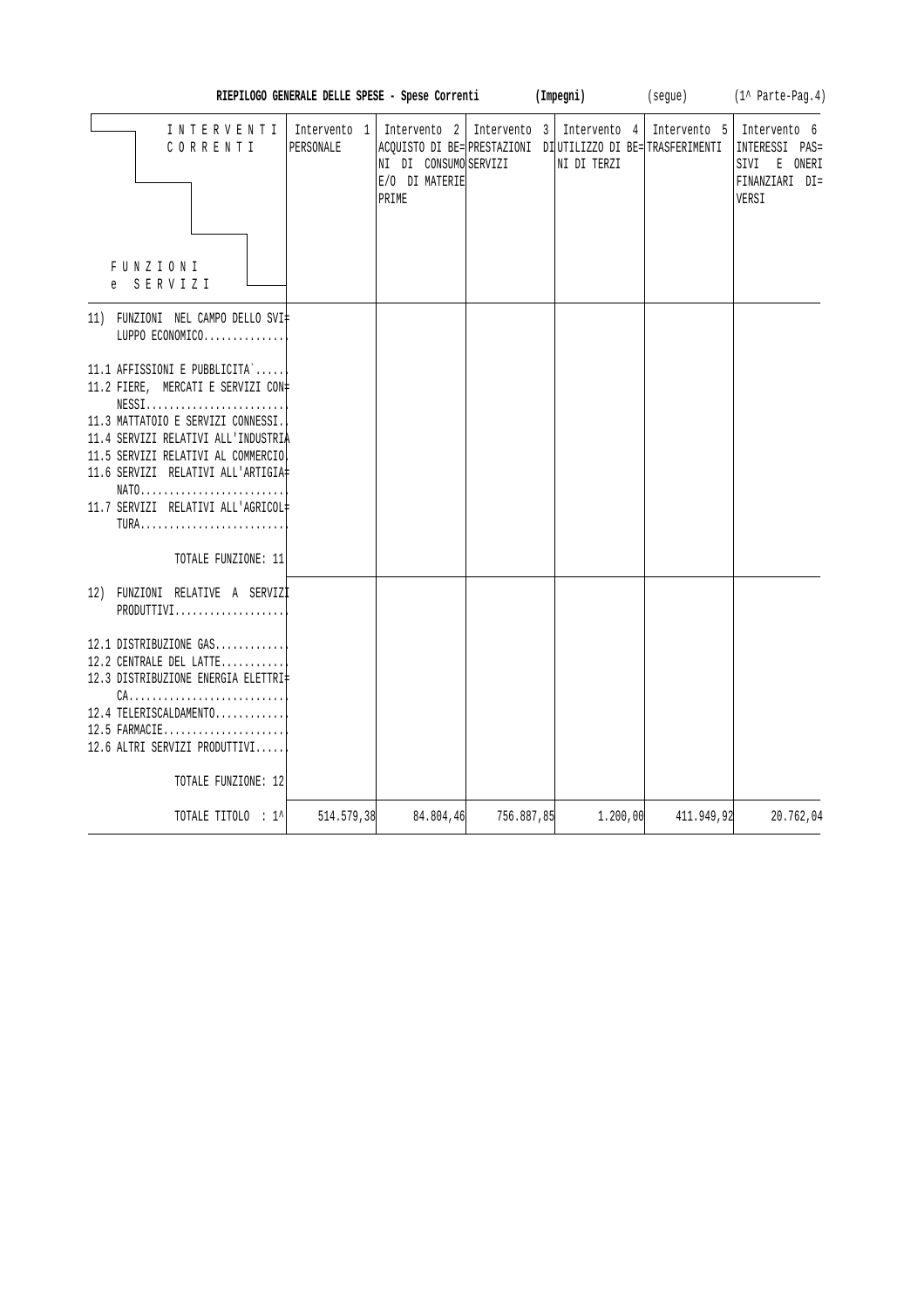**RIEPILOGO GENERALE DELLE SPESE - Spese Correnti (Impegni)** (segue) (1^ Parte-Pag.4)

| INTERVENTI CORRENTI / FUNZIONI e SERVIZI | Intervento 1 PERSONALE | Intervento 2 ACQUISTO DI BENI DI CONSUMO E/O DI MATERIE PRIME | Intervento 3 PRESTAZIONI SERVIZI | Intervento 4 UTILIZZO DI BENI DI TERZI | Intervento 5 TRASFERIMENTI | Intervento 6 INTERESSI PASSIVI E ONERI FINANZIARI DIVERSI |
|---|---|---|---|---|---|---|
| 11) FUNZIONI NEL CAMPO DELLO SVILUPPO ECONOMICO.............. | | | | | | |
| 11.1 AFFISSIONI E PUBBLICITA`...... | | | | | | |
| 11.2 FIERE, MERCATI E SERVIZI CONNESSI........................ | | | | | | |
| 11.3 MATTATOIO E SERVIZI CONNESSI.. | | | | | | |
| 11.4 SERVIZI RELATIVI ALL'INDUSTRIA | | | | | | |
| 11.5 SERVIZI RELATIVI AL COMMERCIO. | | | | | | |
| 11.6 SERVIZI RELATIVI ALL'ARTIGIANATO......................... | | | | | | |
| 11.7 SERVIZI RELATIVI ALL'AGRICOLTURA......................... | | | | | | |
| TOTALE FUNZIONE: 11 | | | | | | |
| 12) FUNZIONI RELATIVE A SERVIZI PRODUTTIVI................... | | | | | | |
| 12.1 DISTRIBUZIONE GAS............ | | | | | | |
| 12.2 CENTRALE DEL LATTE........... | | | | | | |
| 12.3 DISTRIBUZIONE ENERGIA ELETTRICA........................... | | | | | | |
| 12.4 TELERISCALDAMENTO............ | | | | | | |
| 12.5 FARMACIE..................... | | | | | | |
| 12.6 ALTRI SERVIZI PRODUTTIVI...... | | | | | | |
| TOTALE FUNZIONE: 12 | | | | | | |
| TOTALE TITOLO : 1^ | 514.579,38 | 84.804,46 | 756.887,85 | 1.200,00 | 411.949,92 | 20.762,04 |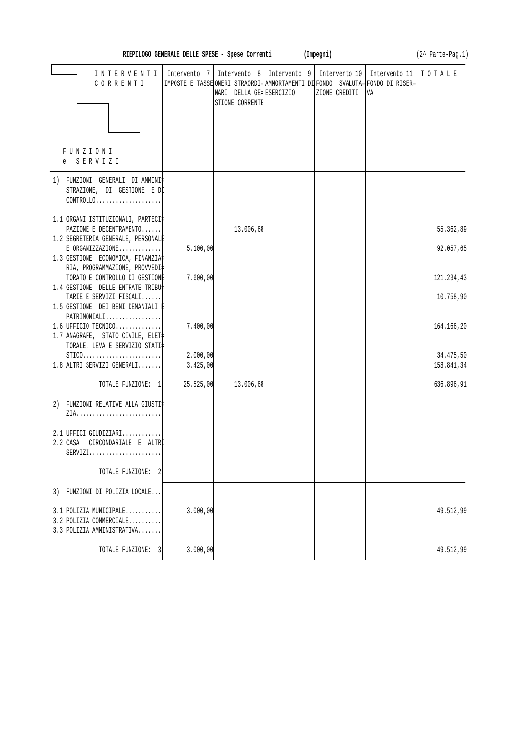**RIEPILOGO GENERALE DELLE SPESE - Spese Correnti (Impegni)** (2^ Parte-Pag.1)

| INTERVENTI CORRENTI / FUNZIONI e SERVIZI | Intervento 7 IMPOSTE E TASSE | Intervento 8 ONERI STRAORDINARI DELLA GESTIONE CORRENTE | Intervento 9 AMMORTAMENTI DI ESERCIZIO | Intervento 10 FONDO SVALUTAZIONE CREDITI | Intervento 11 FONDO DI RISERVA | TOTALE |
|---|---|---|---|---|---|---|
| 1) FUNZIONI GENERALI DI AMMINISTRAZIONE, DI GESTIONE E DI CONTROLLO | | | | | | |
| 1.1 ORGANI ISTITUZIONALI, PARTECIPAZIONE E DECENTRAMENTO | | 13.006,68 | | | | 55.362,89 |
| 1.2 SEGRETERIA GENERALE, PERSONALE E ORGANIZZAZIONE | 5.100,00 | | | | | 92.057,65 |
| 1.3 GESTIONE ECONOMICA, FINANZIARIA, PROGRAMMAZIONE, PROVVEDITORATO E CONTROLLO DI GESTIONE | 7.600,00 | | | | | 121.234,43 |
| 1.4 GESTIONE DELLE ENTRATE TRIBUTARIE E SERVIZI FISCALI | | | | | | 10.758,90 |
| 1.5 GESTIONE DEI BENI DEMANIALI E PATRIMONIALI | | | | | | |
| 1.6 UFFICIO TECNICO | 7.400,00 | | | | | 164.166,20 |
| 1.7 ANAGRAFE, STATO CIVILE, ELETTORALE, LEVA E SERVIZIO STATISTICO | 2.000,00 | | | | | 34.475,50 |
| 1.8 ALTRI SERVIZI GENERALI | 3.425,00 | | | | | 158.841,34 |
| TOTALE FUNZIONE: 1 | 25.525,00 | 13.006,68 | | | | 636.896,91 |
| 2) FUNZIONI RELATIVE ALLA GIUSTIZIA | | | | | | |
| 2.1 UFFICI GIUDIZIARI | | | | | | |
| 2.2 CASA CIRCONDARIALE E ALTRI SERVIZI | | | | | | |
| TOTALE FUNZIONE: 2 | | | | | | |
| 3) FUNZIONI DI POLIZIA LOCALE | | | | | | |
| 3.1 POLIZIA MUNICIPALE | 3.000,00 | | | | | 49.512,99 |
| 3.2 POLIZIA COMMERCIALE | | | | | | |
| 3.3 POLIZIA AMMINISTRATIVA | | | | | | |
| TOTALE FUNZIONE: 3 | 3.000,00 | | | | | 49.512,99 |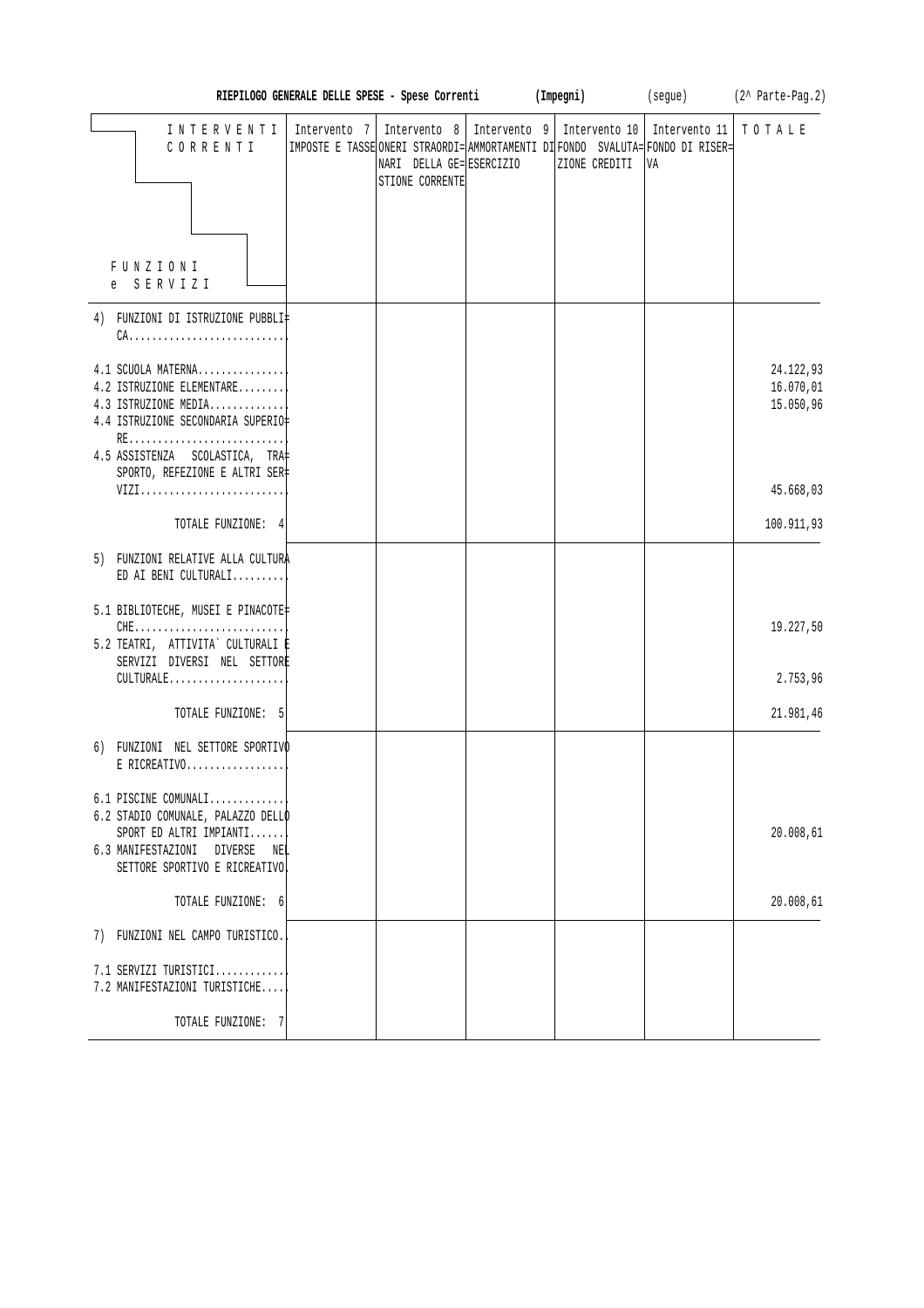**RIEPILOGO GENERALE DELLE SPESE - Spese Correnti** **(Impegni)** (segue) (2^ Parte-Pag.2)

| INTERVENTI CORRENTI / FUNZIONI e SERVIZI | Intervento 7 IMPOSTE E TASSE | Intervento 8 ONERI STRAORDINARI DELLA GESTIONE CORRENTE | Intervento 9 AMMORTAMENTI DI ESERCIZIO | Intervento 10 FONDO SVALUTAZIONE CREDITI | Intervento 11 FONDO DI RISERVA | TOTALE |
|---|---|---|---|---|---|---|
| 4) FUNZIONI DI ISTRUZIONE PUBBLICA........................... | | | | | | |
| 4.1 SCUOLA MATERNA............... | | | | | | 24.122,93 |
| 4.2 ISTRUZIONE ELEMENTARE......... | | | | | | 16.070,01 |
| 4.3 ISTRUZIONE MEDIA............. | | | | | | 15.050,96 |
| 4.4 ISTRUZIONE SECONDARIA SUPERIORE........................... | | | | | | |
| 4.5 ASSISTENZA SCOLASTICA, TRASPORTO, REFEZIONE E ALTRI SERVIZI.......................... | | | | | | 45.668,03 |
| TOTALE FUNZIONE: 4 | | | | | | 100.911,93 |
| 5) FUNZIONI RELATIVE ALLA CULTURA ED AI BENI CULTURALI......... | | | | | | |
| 5.1 BIBLIOTECHE, MUSEI E PINACOTECHE.......................... | | | | | | 19.227,50 |
| 5.2 TEATRI, ATTIVITA` CULTURALI E SERVIZI DIVERSI NEL SETTORE CULTURALE.................... | | | | | | 2.753,96 |
| TOTALE FUNZIONE: 5 | | | | | | 21.981,46 |
| 6) FUNZIONI NEL SETTORE SPORTIVO E RICREATIVO................. | | | | | | |
| 6.1 PISCINE COMUNALI............. | | | | | | |
| 6.2 STADIO COMUNALE, PALAZZO DELLO SPORT ED ALTRI IMPIANTI....... | | | | | | 20.008,61 |
| 6.3 MANIFESTAZIONI DIVERSE NEL SETTORE SPORTIVO E RICREATIVO. | | | | | | |
| TOTALE FUNZIONE: 6 | | | | | | 20.008,61 |
| 7) FUNZIONI NEL CAMPO TURISTICO.. | | | | | | |
| 7.1 SERVIZI TURISTICI............ | | | | | | |
| 7.2 MANIFESTAZIONI TURISTICHE.... | | | | | | |
| TOTALE FUNZIONE: 7 | | | | | | |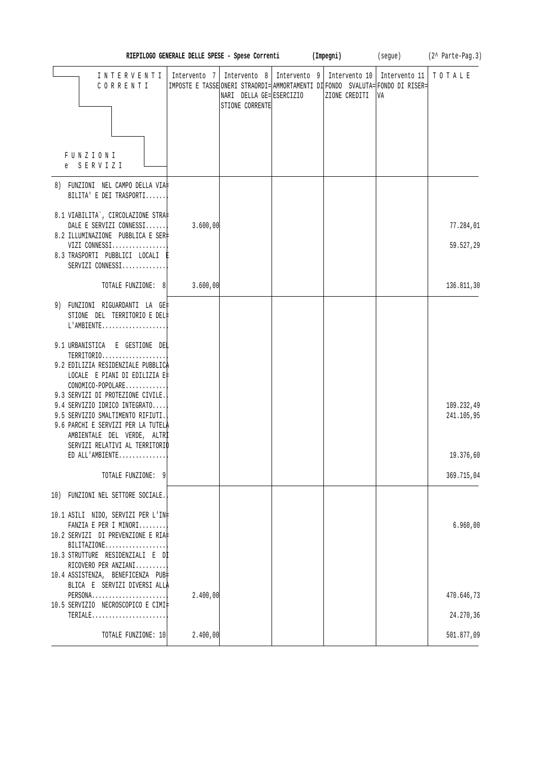**RIEPILOGO GENERALE DELLE SPESE - Spese Correnti (Impegni) (segue) (2^ Parte-Pag.3)**

| INTERVENTI CORRENTI / FUNZIONI e SERVIZI | Intervento 7 IMPOSTE E TASSE | Intervento 8 ONERI STRAORDINARI DELLA GESTIONE CORRENTE | Intervento 9 AMMORTAMENTI DI ESERCIZIO | Intervento 10 FONDO SVALUTAZIONE CREDITI | Intervento 11 FONDO DI RISERVA | TOTALE |
|---|---|---|---|---|---|---|
| 8) FUNZIONI NEL CAMPO DELLA VIABILITA' E DEI TRASPORTI....... | | | | | | |
| 8.1 VIABILITA`, CIRCOLAZIONE STRADALE E SERVIZI CONNESSI....... | 3.600,00 | | | | | 77.284,01 |
| 8.2 ILLUMINAZIONE PUBBLICA E SERVIZI CONNESSI................ | | | | | | 59.527,29 |
| 8.3 TRASPORTI PUBBLICI LOCALI E SERVIZI CONNESSI............. | | | | | | |
| TOTALE FUNZIONE: 8 | 3.600,00 | | | | | 136.811,30 |
| 9) FUNZIONI RIGUARDANTI LA GESTIONE DEL TERRITORIO E DELL'AMBIENTE.................... | | | | | | |
| 9.1 URBANISTICA E GESTIONE DEL TERRITORIO.................... | | | | | | |
| 9.2 EDILIZIA RESIDENZIALE PUBBLICA LOCALE E PIANI DI EDILIZIA ECONOMICO-POPOLARE............ | | | | | | |
| 9.3 SERVIZI DI PROTEZIONE CIVILE.. | | | | | | |
| 9.4 SERVIZIO IDRICO INTEGRATO..... | | | | | | 109.232,49 |
| 9.5 SERVIZIO SMALTIMENTO RIFIUTI.. | | | | | | 241.105,95 |
| 9.6 PARCHI E SERVIZI PER LA TUTELA AMBIENTALE DEL VERDE, ALTRI SERVIZI RELATIVI AL TERRITORIO ED ALL'AMBIENTE............... | | | | | | 19.376,60 |
| TOTALE FUNZIONE: 9 | | | | | | 369.715,04 |
| 10) FUNZIONI NEL SETTORE SOCIALE.. | | | | | | |
| 10.1 ASILI NIDO, SERVIZI PER L'INFANZIA E PER I MINORI......... | | | | | | 6.960,00 |
| 10.2 SERVIZI DI PREVENZIONE E RIABILITAZIONE.................. | | | | | | |
| 10.3 STRUTTURE RESIDENZIALI E DI RICOVERO PER ANZIANI......... | | | | | | |
| 10.4 ASSISTENZA, BENEFICENZA PUBBLICA E SERVIZI DIVERSI ALLA PERSONA...................... | 2.400,00 | | | | | 470.646,73 |
| 10.5 SERVIZIO NECROSCOPICO E CIMITERIALE...................... | | | | | | 24.270,36 |
| TOTALE FUNZIONE: 10 | 2.400,00 | | | | | 501.877,09 |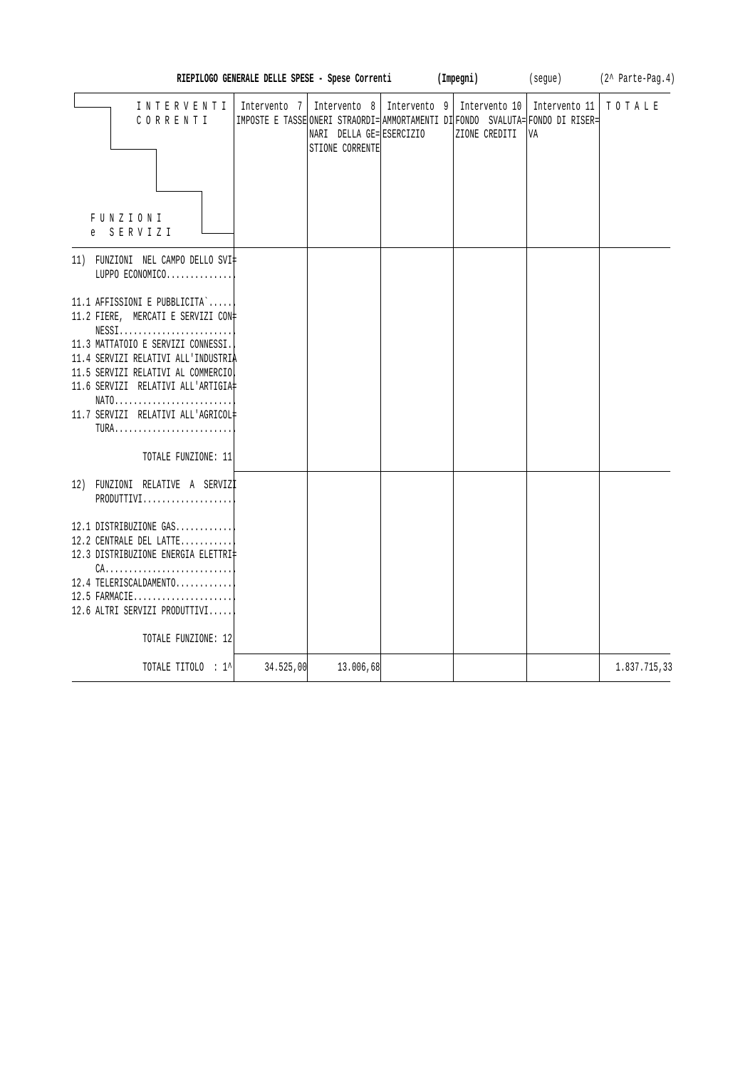**RIEPILOGO GENERALE DELLE SPESE - Spese Correnti (Impegni)** (segue) (2^ Parte-Pag.4)

| INTERVENTI CORRENTI / FUNZIONI e SERVIZI | Intervento 7 IMPOSTE E TASSE | Intervento 8 ONERI STRAORDINARI DELLA GESTIONE CORRENTE | Intervento 9 AMMORTAMENTI DI ESERCIZIO | Intervento 10 FONDO SVALUTAZIONE CREDITI | Intervento 11 FONDO DI RISERVA | TOTALE |
|---|---|---|---|---|---|---|
| 11) FUNZIONI NEL CAMPO DELLO SVILUPPO ECONOMICO.............. | | | | | | |
| 11.1 AFFISSIONI E PUBBLICITA`...... | | | | | | |
| 11.2 FIERE, MERCATI E SERVIZI CONNESSI........................ | | | | | | |
| 11.3 MATTATOIO E SERVIZI CONNESSI.. | | | | | | |
| 11.4 SERVIZI RELATIVI ALL'INDUSTRIA | | | | | | |
| 11.5 SERVIZI RELATIVI AL COMMERCIO. | | | | | | |
| 11.6 SERVIZI RELATIVI ALL'ARTIGIANATO......................... | | | | | | |
| 11.7 SERVIZI RELATIVI ALL'AGRICOLTURA......................... | | | | | | |
| TOTALE FUNZIONE: 11 | | | | | | |
| 12) FUNZIONI RELATIVE A SERVIZI PRODUTTIVI................... | | | | | | |
| 12.1 DISTRIBUZIONE GAS............ | | | | | | |
| 12.2 CENTRALE DEL LATTE........... | | | | | | |
| 12.3 DISTRIBUZIONE ENERGIA ELETTRICA........................... | | | | | | |
| 12.4 TELERISCALDAMENTO............ | | | | | | |
| 12.5 FARMACIE..................... | | | | | | |
| 12.6 ALTRI SERVIZI PRODUTTIVI...... | | | | | | |
| TOTALE FUNZIONE: 12 | | | | | | |
| TOTALE TITOLO : 1^ | 34.525,00 | 13.006,68 | | | | 1.837.715,33 |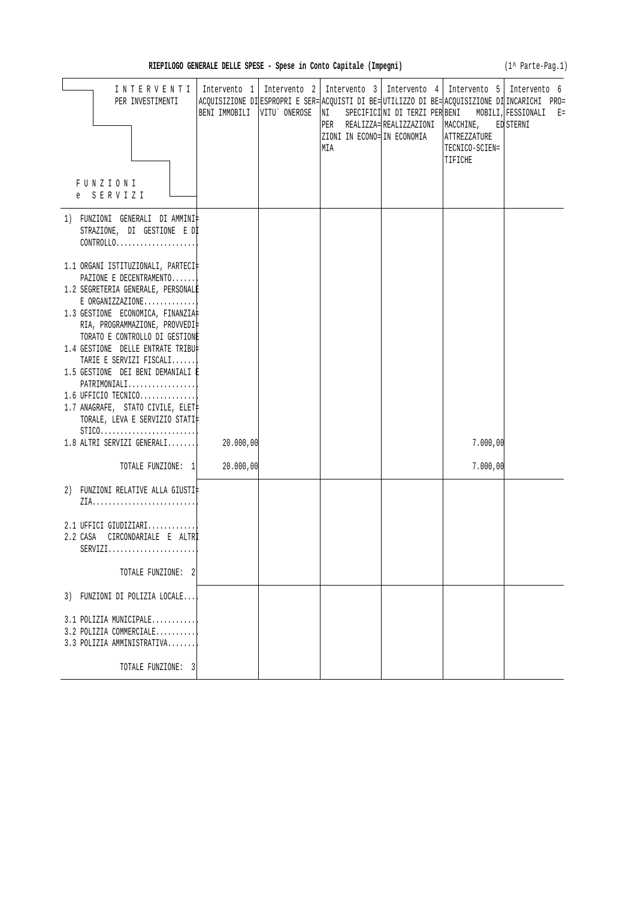**RIEPILOGO GENERALE DELLE SPESE - Spese in Conto Capitale (Impegni)** (1^ Parte-Pag.1)

| INTERVENTI PER INVESTIMENTI / FUNZIONI e SERVIZI | Intervento 1 ACQUISIZIONE DI BENI IMMOBILI | Intervento 2 ESPROPRI E SERVITU` ONEROSE | Intervento 3 ACQUISTI DI BENI SPECIFICI PER REALIZZAZIONI IN ECONOMIA | Intervento 4 UTILIZZO DI BENI DI TERZI PER REALIZZAZIONI IN ECONOMIA | Intervento 5 ACQUISIZIONE DI BENI MOBILI, MACCHINE, ED ATTREZZATURE TECNICO-SCIENTIFICHE | Intervento 6 INCARICHI PROFESSIONALI ESTERNI |
|---|---|---|---|---|---|---|
| 1) FUNZIONI GENERALI DI AMMINISTRAZIONE, DI GESTIONE E DI CONTROLLO.................... | | | | | | |
| 1.1 ORGANI ISTITUZIONALI, PARTECIPAZIONE E DECENTRAMENTO...... | | | | | | |
| 1.2 SEGRETERIA GENERALE, PERSONALE E ORGANIZZAZIONE............. | | | | | | |
| 1.3 GESTIONE ECONOMICA, FINANZIARIA, PROGRAMMAZIONE, PROVVEDITORATO E CONTROLLO DI GESTIONE | | | | | | |
| 1.4 GESTIONE DELLE ENTRATE TRIBUTARIE E SERVIZI FISCALI...... | | | | | | |
| 1.5 GESTIONE DEI BENI DEMANIALI E PATRIMONIALI................. | | | | | | |
| 1.6 UFFICIO TECNICO.............. | | | | | | |
| 1.7 ANAGRAFE, STATO CIVILE, ELETTORALE, LEVA E SERVIZIO STATISTICO........................ | | | | | | |
| 1.8 ALTRI SERVIZI GENERALI....... | 20.000,00 | | | | 7.000,00 | |
| TOTALE FUNZIONE: 1 | 20.000,00 | | | | 7.000,00 | |
| 2) FUNZIONI RELATIVE ALLA GIUSTIZIA.......................... | | | | | | |
| 2.1 UFFICI GIUDIZIARI............ | | | | | | |
| 2.2 CASA CIRCONDARIALE E ALTRI SERVIZI...................... | | | | | | |
| TOTALE FUNZIONE: 2 | | | | | | |
| 3) FUNZIONI DI POLIZIA LOCALE.... | | | | | | |
| 3.1 POLIZIA MUNICIPALE........... | | | | | | |
| 3.2 POLIZIA COMMERCIALE.......... | | | | | | |
| 3.3 POLIZIA AMMINISTRATIVA....... | | | | | | |
| TOTALE FUNZIONE: 3 | | | | | | |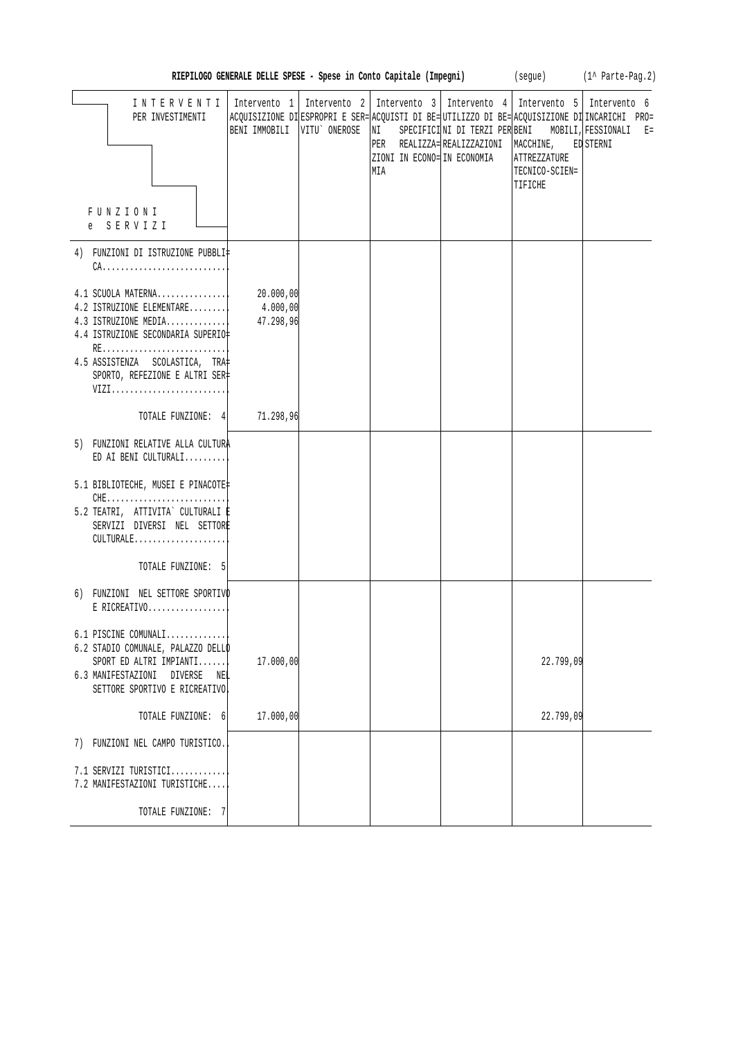**RIEPILOGO GENERALE DELLE SPESE - Spese in Conto Capitale (Impegni)** (segue) (1^ Parte-Pag.2)

| INTERVENTI PER INVESTIMENTI / FUNZIONI e SERVIZI | Intervento 1 ACQUISIZIONE DI BENI IMMOBILI | Intervento 2 ESPROPRI E SERVITU` ONEROSE | Intervento 3 ACQUISTI DI BENI SPECIFICI PER REALIZZAZIONI IN ECONOMIA | Intervento 4 UTILIZZO DI BENI DI TERZI PER REALIZZAZIONI IN ECONOMIA | Intervento 5 ACQUISIZIONE DI BENI MOBILI, MACCHINE, ATTREZZATURE TECNICO-SCIENTIFICHE | Intervento 6 INCARICHI PROFESSIONALI ESTERNI |
|---|---|---|---|---|---|---|
| 4) FUNZIONI DI ISTRUZIONE PUBBLICA........................... | | | | | | |
| 4.1 SCUOLA MATERNA............... | 20.000,00 | | | | | |
| 4.2 ISTRUZIONE ELEMENTARE......... | 4.000,00 | | | | | |
| 4.3 ISTRUZIONE MEDIA............. | 47.298,96 | | | | | |
| 4.4 ISTRUZIONE SECONDARIA SUPERIORE........................... | | | | | | |
| 4.5 ASSISTENZA SCOLASTICA, TRASPORTO, REFEZIONE E ALTRI SERVIZI.......................... | | | | | | |
| TOTALE FUNZIONE: 4 | 71.298,96 | | | | | |
| 5) FUNZIONI RELATIVE ALLA CULTURA ED AI BENI CULTURALI......... | | | | | | |
| 5.1 BIBLIOTECHE, MUSEI E PINACOTECHE.......................... | | | | | | |
| 5.2 TEATRI, ATTIVITA` CULTURALI E SERVIZI DIVERSI NEL SETTORE CULTURALE.................... | | | | | | |
| TOTALE FUNZIONE: 5 | | | | | | |
| 6) FUNZIONI NEL SETTORE SPORTIVO E RICREATIVO................. | | | | | | |
| 6.1 PISCINE COMUNALI............. | | | | | | |
| 6.2 STADIO COMUNALE, PALAZZO DELLO SPORT ED ALTRI IMPIANTI....... | 17.000,00 | | | | 22.799,09 | |
| 6.3 MANIFESTAZIONI DIVERSE NEL SETTORE SPORTIVO E RICREATIVO. | | | | | | |
| TOTALE FUNZIONE: 6 | 17.000,00 | | | | 22.799,09 | |
| 7) FUNZIONI NEL CAMPO TURISTICO.. | | | | | | |
| 7.1 SERVIZI TURISTICI............ | | | | | | |
| 7.2 MANIFESTAZIONI TURISTICHE.... | | | | | | |
| TOTALE FUNZIONE: 7 | | | | | | |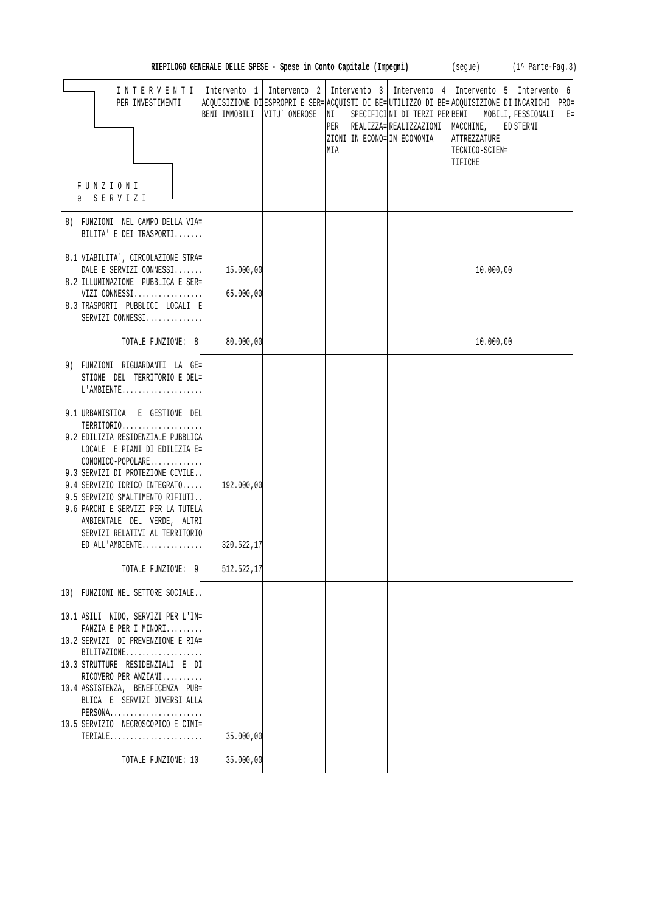**RIEPILOGO GENERALE DELLE SPESE - Spese in Conto Capitale (Impegni)** (segue) (1^ Parte-Pag.3)

| INTERVENTI PER INVESTIMENTI / FUNZIONI e SERVIZI | Intervento 1 ACQUISIZIONE DI BENI IMMOBILI | Intervento 2 ESPROPRI E SERVITU` ONEROSE | Intervento 3 ACQUISTI DI BENI PER REALIZZAZIONI IN ECONOMIA | Intervento 4 UTILIZZO DI BENI DI TERZI PER REALIZZAZIONI IN ECONOMIA | Intervento 5 ACQUISIZIONE DI BENI MOBILI, MACCHINE, ATTREZZATURE TECNICO-SCIENTIFICHE | Intervento 6 INCARICHI PROFESSIONALI ESTERNI |
|---|---|---|---|---|---|---|
| 8) FUNZIONI NEL CAMPO DELLA VIABILITA' E DEI TRASPORTI...... | | | | | | |
| 8.1 VIABILITA`, CIRCOLAZIONE STRADALE E SERVIZI CONNESSI...... | 15.000,00 | | | | 10.000,00 | |
| 8.2 ILLUMINAZIONE PUBBLICA E SERVIZI CONNESSI................ | 65.000,00 | | | | | |
| 8.3 TRASPORTI PUBBLICI LOCALI E SERVIZI CONNESSI............. | | | | | | |
| TOTALE FUNZIONE: 8 | 80.000,00 | | | | 10.000,00 | |
| 9) FUNZIONI RIGUARDANTI LA GESTIONE DEL TERRITORIO E DELL'AMBIENTE................... | | | | | | |
| 9.1 URBANISTICA E GESTIONE DEL TERRITORIO................... | | | | | | |
| 9.2 EDILIZIA RESIDENZIALE PUBBLICA LOCALE E PIANI DI EDILIZIA ECONOMICO-POPOLARE............ | | | | | | |
| 9.3 SERVIZI DI PROTEZIONE CIVILE.. | | | | | | |
| 9.4 SERVIZIO IDRICO INTEGRATO..... | 192.000,00 | | | | | |
| 9.5 SERVIZIO SMALTIMENTO RIFIUTI.. | | | | | | |
| 9.6 PARCHI E SERVIZI PER LA TUTELA AMBIENTALE DEL VERDE, ALTRI SERVIZI RELATIVI AL TERRITORIO ED ALL'AMBIENTE.............. | 320.522,17 | | | | | |
| TOTALE FUNZIONE: 9 | 512.522,17 | | | | | |
| 10) FUNZIONI NEL SETTORE SOCIALE.. | | | | | | |
| 10.1 ASILI NIDO, SERVIZI PER L'INFANZIA E PER I MINORI........ | | | | | | |
| 10.2 SERVIZI DI PREVENZIONE E RIABILITAZIONE.................. | | | | | | |
| 10.3 STRUTTURE RESIDENZIALI E DI RICOVERO PER ANZIANI......... | | | | | | |
| 10.4 ASSISTENZA, BENEFICENZA PUBBLICA E SERVIZI DIVERSI ALLA PERSONA...................... | | | | | | |
| 10.5 SERVIZIO NECROSCOPICO E CIMITERIALE...................... | 35.000,00 | | | | | |
| TOTALE FUNZIONE: 10 | 35.000,00 | | | | | |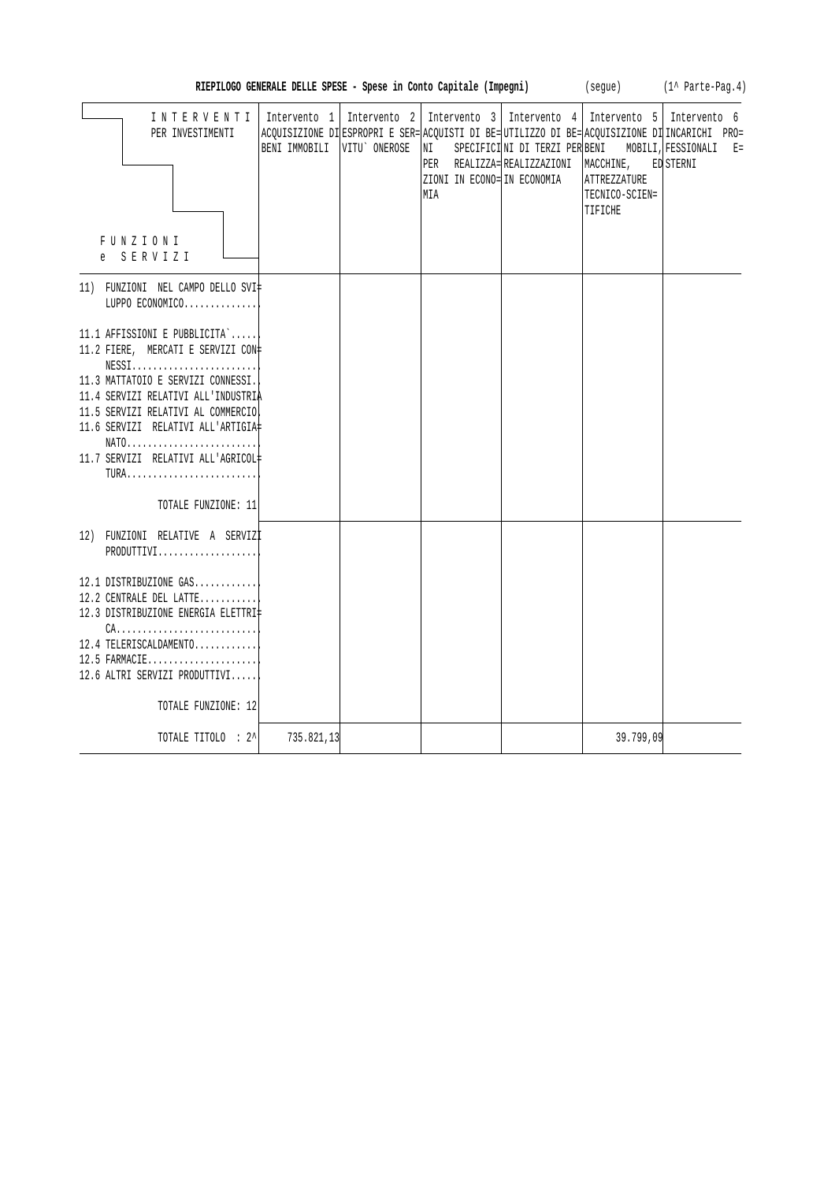**RIEPILOGO GENERALE DELLE SPESE - Spese in Conto Capitale (Impegni)** (segue) (1^ Parte-Pag.4)

| INTERVENTI PER INVESTIMENTI / FUNZIONI e SERVIZI | Intervento 1 ACQUISIZIONE DI BENI IMMOBILI | Intervento 2 ESPROPRI E SERVITU` ONEROSE | Intervento 3 ACQUISTI DI BENI SPECIFICI PER REALIZZAZIONI IN ECONOMIA | Intervento 4 UTILIZZO DI BENI DI TERZI PER REALIZZAZIONI IN ECONOMIA | Intervento 5 ACQUISIZIONE DI BENI MOBILI, MACCHINE, ATTREZZATURE TECNICO-SCIENTIFICHE | Intervento 6 INCARICHI PROFESSIONALI ESTERNI |
|---|---|---|---|---|---|---|
| 11) FUNZIONI NEL CAMPO DELLO SVILUPPO ECONOMICO.............. | | | | | | |
| 11.1 AFFISSIONI E PUBBLICITA`...... | | | | | | |
| 11.2 FIERE, MERCATI E SERVIZI CONNESSI........................ | | | | | | |
| 11.3 MATTATOIO E SERVIZI CONNESSI.. | | | | | | |
| 11.4 SERVIZI RELATIVI ALL'INDUSTRIA | | | | | | |
| 11.5 SERVIZI RELATIVI AL COMMERCIO. | | | | | | |
| 11.6 SERVIZI RELATIVI ALL'ARTIGIANATO......................... | | | | | | |
| 11.7 SERVIZI RELATIVI ALL'AGRICOLTURA......................... | | | | | | |
| TOTALE FUNZIONE: 11 | | | | | | |
| 12) FUNZIONI RELATIVE A SERVIZI PRODUTTIVI................... | | | | | | |
| 12.1 DISTRIBUZIONE GAS............ | | | | | | |
| 12.2 CENTRALE DEL LATTE........... | | | | | | |
| 12.3 DISTRIBUZIONE ENERGIA ELETTRICA........................... | | | | | | |
| 12.4 TELERISCALDAMENTO............ | | | | | | |
| 12.5 FARMACIE..................... | | | | | | |
| 12.6 ALTRI SERVIZI PRODUTTIVI...... | | | | | | |
| TOTALE FUNZIONE: 12 | | | | | | |
| TOTALE TITOLO : 2^ | 735.821,13 | | | | 39.799,09 | |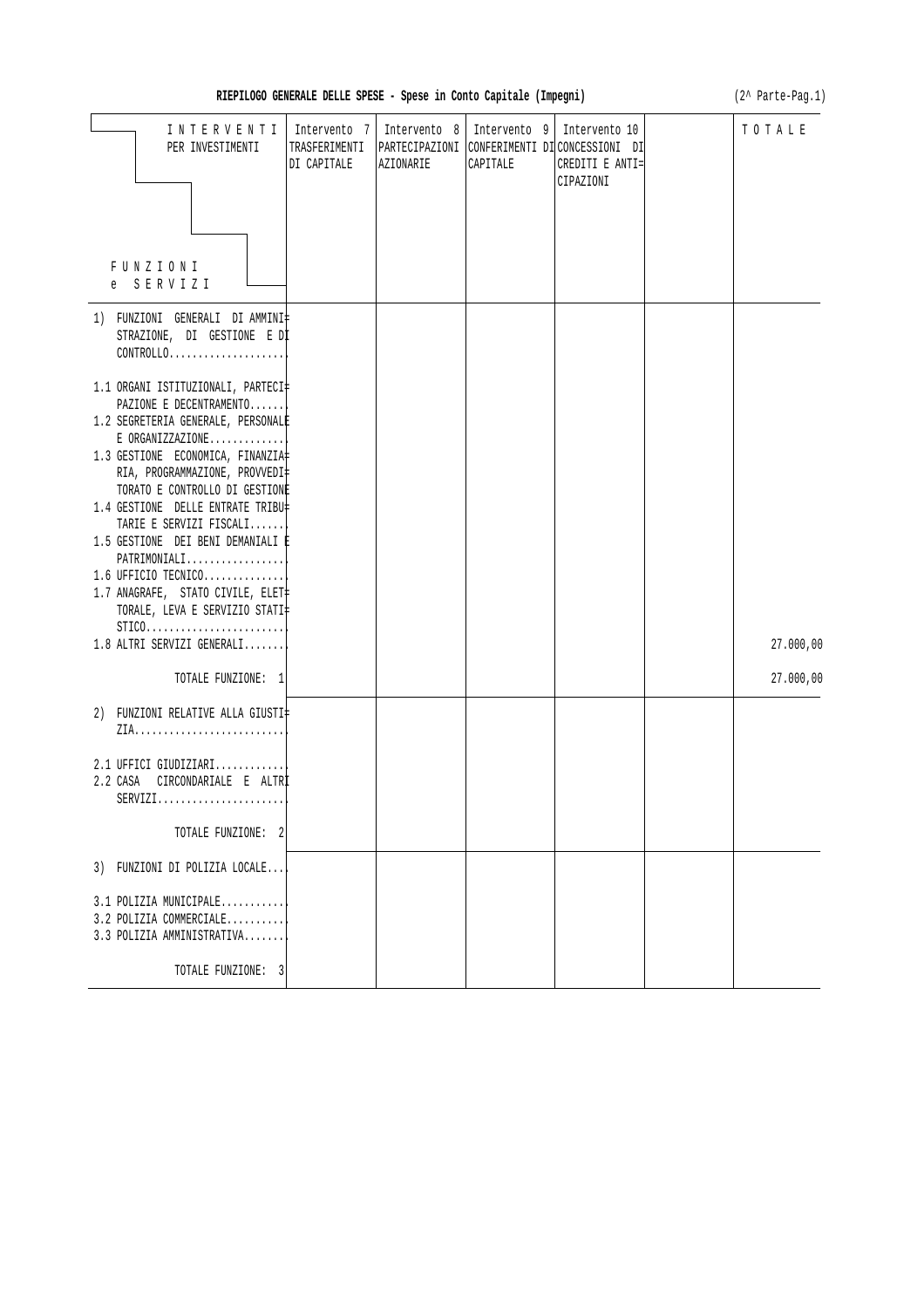**RIEPILOGO GENERALE DELLE SPESE - Spese in Conto Capitale (Impegni)** (2^ Parte-Pag.1)

| INTERVENTI PER INVESTIMENTI / FUNZIONI e SERVIZI | Intervento 7 TRASFERIMENTI DI CAPITALE | Intervento 8 PARTECIPAZIONI AZIONARIE | Intervento 9 CONFERIMENTI DI CAPITALE | Intervento 10 CONCESSIONI DI CREDITI E ANTICIPAZIONI | | TOTALE |
|---|---|---|---|---|---|---|
| 1) FUNZIONI GENERALI DI AMMINISTRAZIONE, DI GESTIONE E DI CONTROLLO.................... | | | | | | |
| 1.1 ORGANI ISTITUZIONALI, PARTECIPAZIONE E DECENTRAMENTO....... | | | | | | |
| 1.2 SEGRETERIA GENERALE, PERSONALE E ORGANIZZAZIONE.............. | | | | | | |
| 1.3 GESTIONE ECONOMICA, FINANZIARIA, PROGRAMMAZIONE, PROVVEDITORATO E CONTROLLO DI GESTIONE | | | | | | |
| 1.4 GESTIONE DELLE ENTRATE TRIBUTARIE E SERVIZI FISCALI....... | | | | | | |
| 1.5 GESTIONE DEI BENI DEMANIALI E PATRIMONIALI.................. | | | | | | |
| 1.6 UFFICIO TECNICO............... | | | | | | |
| 1.7 ANAGRAFE, STATO CIVILE, ELETTORALE, LEVA E SERVIZIO STATISTICO......................... | | | | | | |
| 1.8 ALTRI SERVIZI GENERALI........ | | | | | | 27.000,00 |
| TOTALE FUNZIONE: 1 | | | | | | 27.000,00 |
| 2) FUNZIONI RELATIVE ALLA GIUSTIZIA........................... | | | | | | |
| 2.1 UFFICI GIUDIZIARI............. | | | | | | |
| 2.2 CASA CIRCONDARIALE E ALTRI SERVIZI....................... | | | | | | |
| TOTALE FUNZIONE: 2 | | | | | | |
| 3) FUNZIONI DI POLIZIA LOCALE.... | | | | | | |
| 3.1 POLIZIA MUNICIPALE............ | | | | | | |
| 3.2 POLIZIA COMMERCIALE........... | | | | | | |
| 3.3 POLIZIA AMMINISTRATIVA........ | | | | | | |
| TOTALE FUNZIONE: 3 | | | | | | |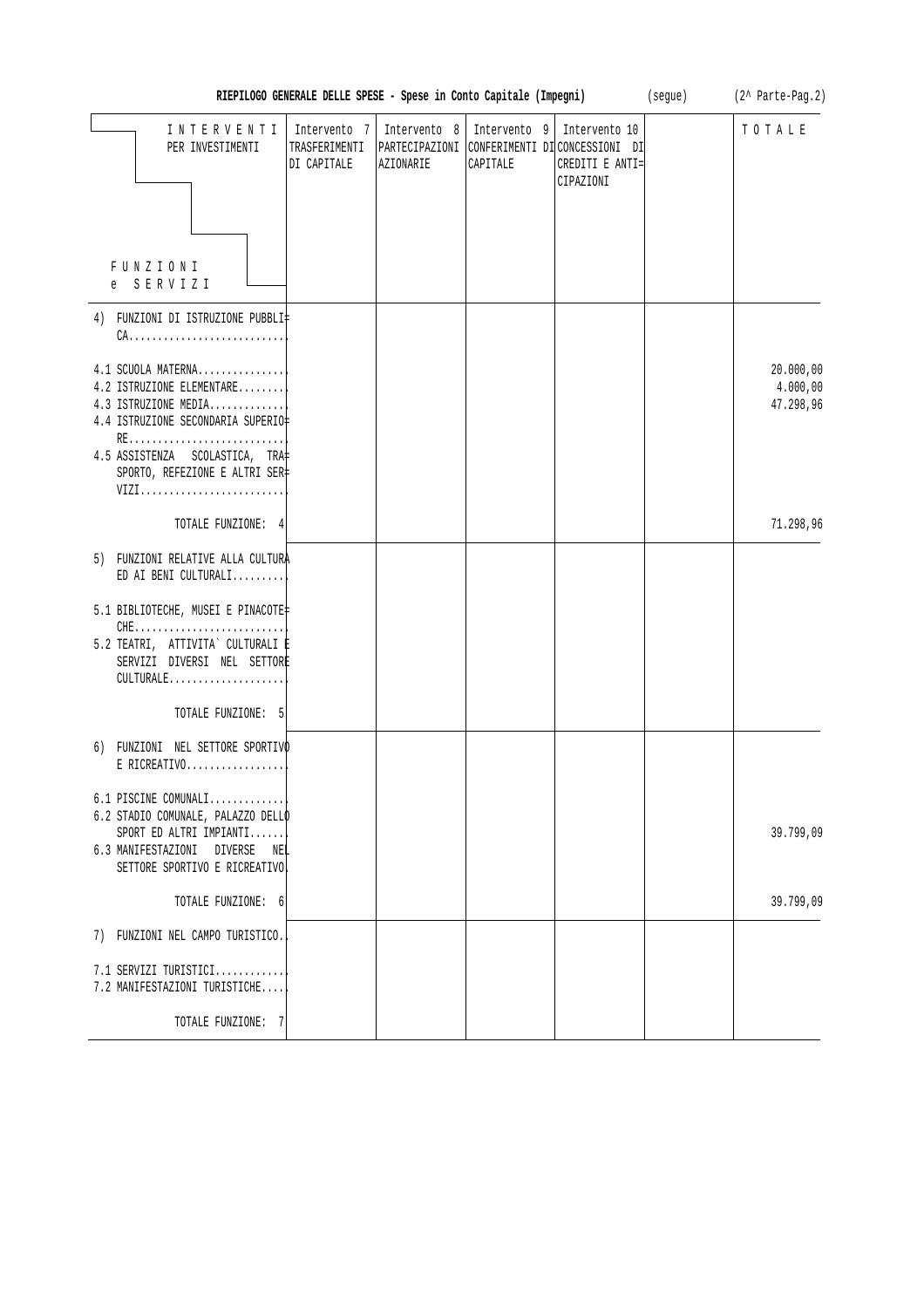**RIEPILOGO GENERALE DELLE SPESE - Spese in Conto Capitale (Impegni)** (segue) (2^ Parte-Pag.2)

| INTERVENTI PER INVESTIMENTI / FUNZIONI e SERVIZI | Intervento 7 TRASFERIMENTI DI CAPITALE | Intervento 8 PARTECIPAZIONI AZIONARIE | Intervento 9 CONFERIMENTI DI CAPITALE | Intervento 10 CONCESSIONI DI CREDITI E ANTICIPAZIONI | | TOTALE |
|---|---|---|---|---|---|---|
| 4) FUNZIONI DI ISTRUZIONE PUBBLICA.......................... | | | | | | |
| 4.1 SCUOLA MATERNA............... | | | | | | 20.000,00 |
| 4.2 ISTRUZIONE ELEMENTARE......... | | | | | | 4.000,00 |
| 4.3 ISTRUZIONE MEDIA............. | | | | | | 47.298,96 |
| 4.4 ISTRUZIONE SECONDARIA SUPERIORE.......................... | | | | | | |
| 4.5 ASSISTENZA SCOLASTICA, TRASPORTO, REFEZIONE E ALTRI SERVIZI......................... | | | | | | |
| TOTALE FUNZIONE: 4 | | | | | | 71.298,96 |
| 5) FUNZIONI RELATIVE ALLA CULTURA ED AI BENI CULTURALI......... | | | | | | |
| 5.1 BIBLIOTECHE, MUSEI E PINACOTECHE......................... | | | | | | |
| 5.2 TEATRI, ATTIVITA` CULTURALI E SERVIZI DIVERSI NEL SETTORE CULTURALE.................... | | | | | | |
| TOTALE FUNZIONE: 5 | | | | | | |
| 6) FUNZIONI NEL SETTORE SPORTIVO E RICREATIVO................. | | | | | | |
| 6.1 PISCINE COMUNALI............. | | | | | | |
| 6.2 STADIO COMUNALE, PALAZZO DELLO SPORT ED ALTRI IMPIANTI....... | | | | | | 39.799,09 |
| 6.3 MANIFESTAZIONI DIVERSE NEL SETTORE SPORTIVO E RICREATIVO | | | | | | |
| TOTALE FUNZIONE: 6 | | | | | | 39.799,09 |
| 7) FUNZIONI NEL CAMPO TURISTICO.. | | | | | | |
| 7.1 SERVIZI TURISTICI............ | | | | | | |
| 7.2 MANIFESTAZIONI TURISTICHE.... | | | | | | |
| TOTALE FUNZIONE: 7 | | | | | | |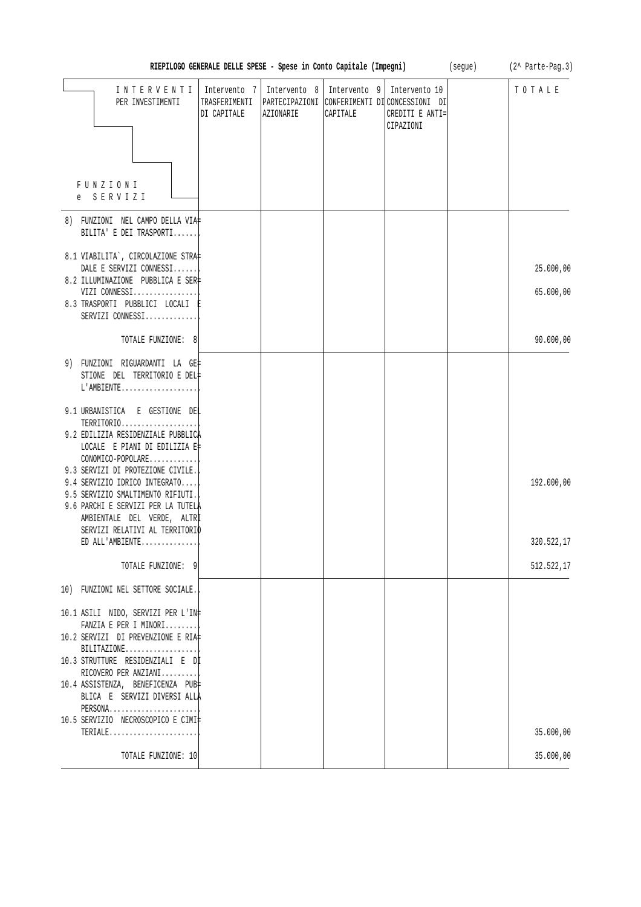**RIEPILOGO GENERALE DELLE SPESE - Spese in Conto Capitale (Impegni)** (segue) (2^ Parte-Pag.3)

| INTERVENTI PER INVESTIMENTI / FUNZIONI e SERVIZI | Intervento 7 TRASFERIMENTI DI CAPITALE | Intervento 8 PARTECIPAZIONI AZIONARIE | Intervento 9 CONFERIMENTI DI CAPITALE | Intervento 10 CONCESSIONI DI CREDITI E ANTICIPAZIONI | | TOTALE |
|---|---|---|---|---|---|---|
| 8) FUNZIONI NEL CAMPO DELLA VIABILITA' E DEI TRASPORTI....... | | | | | | |
| 8.1 VIABILITA`, CIRCOLAZIONE STRADALE E SERVIZI CONNESSI....... | | | | | | 25.000,00 |
| 8.2 ILLUMINAZIONE PUBBLICA E SERVIZI CONNESSI................. | | | | | | 65.000,00 |
| 8.3 TRASPORTI PUBBLICI LOCALI E SERVIZI CONNESSI............. | | | | | | |
| TOTALE FUNZIONE: 8 | | | | | | 90.000,00 |
| 9) FUNZIONI RIGUARDANTI LA GESTIONE DEL TERRITORIO E DELL'AMBIENTE.................... | | | | | | |
| 9.1 URBANISTICA E GESTIONE DEL TERRITORIO.................... | | | | | | |
| 9.2 EDILIZIA RESIDENZIALE PUBBLICA LOCALE E PIANI DI EDILIZIA ECONOMICO-POPOLARE............ | | | | | | |
| 9.3 SERVIZI DI PROTEZIONE CIVILE.. | | | | | | |
| 9.4 SERVIZIO IDRICO INTEGRATO..... | | | | | | 192.000,00 |
| 9.5 SERVIZIO SMALTIMENTO RIFIUTI.. | | | | | | |
| 9.6 PARCHI E SERVIZI PER LA TUTELA AMBIENTALE DEL VERDE, ALTRI SERVIZI RELATIVI AL TERRITORIO ED ALL'AMBIENTE.............. | | | | | | 320.522,17 |
| TOTALE FUNZIONE: 9 | | | | | | 512.522,17 |
| 10) FUNZIONI NEL SETTORE SOCIALE.. | | | | | | |
| 10.1 ASILI NIDO, SERVIZI PER L'INFANZIA E PER I MINORI......... | | | | | | |
| 10.2 SERVIZI DI PREVENZIONE E RIABILITAZIONE.................. | | | | | | |
| 10.3 STRUTTURE RESIDENZIALI E DI RICOVERO PER ANZIANI......... | | | | | | |
| 10.4 ASSISTENZA, BENEFICENZA PUBBLICA E SERVIZI DIVERSI ALLA PERSONA....................... | | | | | | |
| 10.5 SERVIZIO NECROSCOPICO E CIMITERIALE....................... | | | | | | 35.000,00 |
| TOTALE FUNZIONE: 10 | | | | | | 35.000,00 |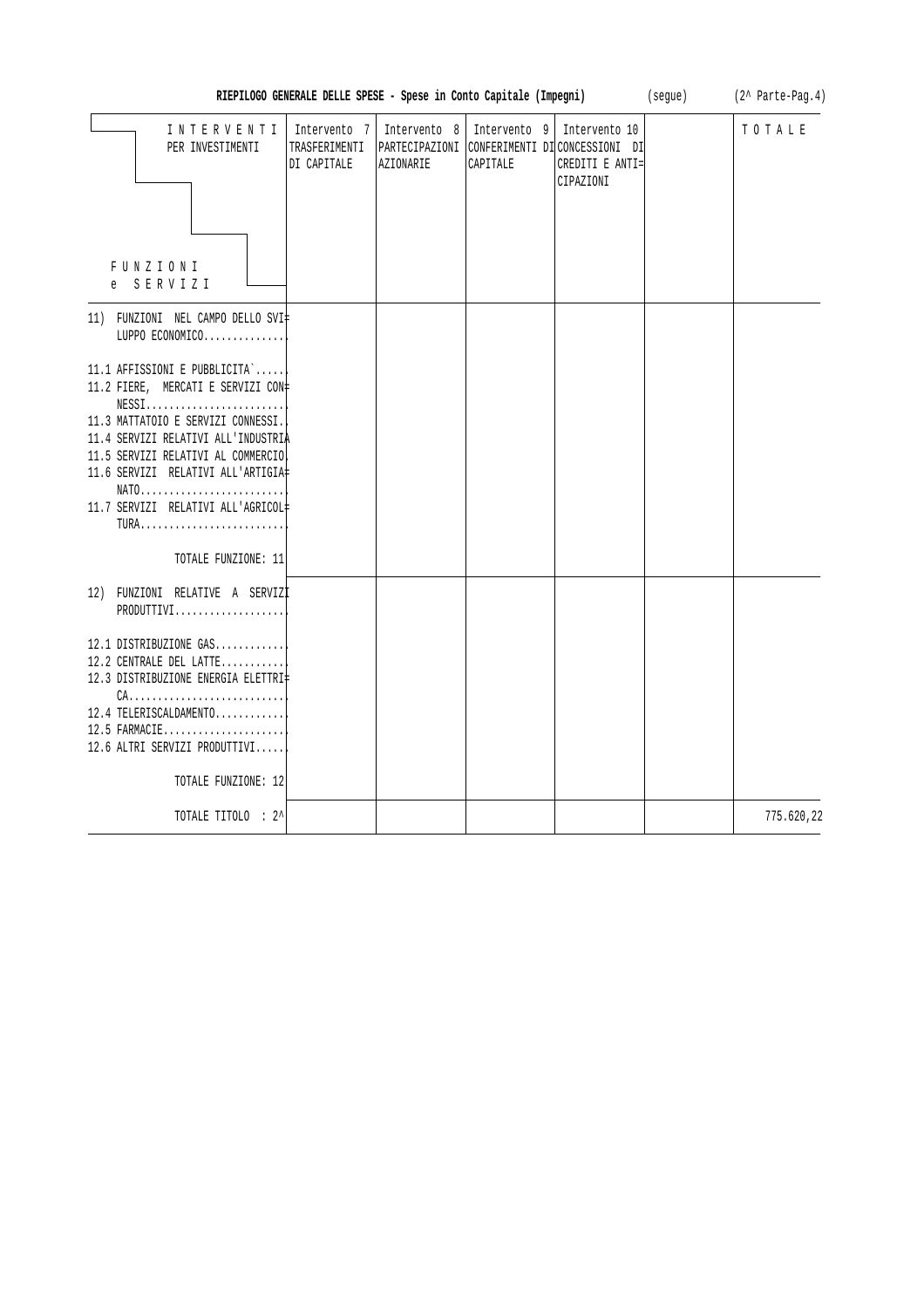**RIEPILOGO GENERALE DELLE SPESE - Spese in Conto Capitale (Impegni)** (segue) (2^ Parte-Pag.4)

| INTERVENTI PER INVESTIMENTI / FUNZIONI e SERVIZI | Intervento 7 TRASFERIMENTI DI CAPITALE | Intervento 8 PARTECIPAZIONI AZIONARIE | Intervento 9 CONFERIMENTI DI CAPITALE | Intervento 10 CONCESSIONI DI CREDITI E ANTICIPAZIONI | | TOTALE |
|---|---|---|---|---|---|---|
| 11) FUNZIONI NEL CAMPO DELLO SVILUPPO ECONOMICO.............. | | | | | | |
| 11.1 AFFISSIONI E PUBBLICITA`...... | | | | | | |
| 11.2 FIERE, MERCATI E SERVIZI CONNESSI........................ | | | | | | |
| 11.3 MATTATOIO E SERVIZI CONNESSI.. | | | | | | |
| 11.4 SERVIZI RELATIVI ALL'INDUSTRIA | | | | | | |
| 11.5 SERVIZI RELATIVI AL COMMERCIO. | | | | | | |
| 11.6 SERVIZI RELATIVI ALL'ARTIGIANATO......................... | | | | | | |
| 11.7 SERVIZI RELATIVI ALL'AGRICOLTURA......................... | | | | | | |
| TOTALE FUNZIONE: 11 | | | | | | |
| 12) FUNZIONI RELATIVE A SERVIZI PRODUTTIVI................... | | | | | | |
| 12.1 DISTRIBUZIONE GAS............ | | | | | | |
| 12.2 CENTRALE DEL LATTE........... | | | | | | |
| 12.3 DISTRIBUZIONE ENERGIA ELETTRICA........................... | | | | | | |
| 12.4 TELERISCALDAMENTO............ | | | | | | |
| 12.5 FARMACIE..................... | | | | | | |
| 12.6 ALTRI SERVIZI PRODUTTIVI...... | | | | | | |
| TOTALE FUNZIONE: 12 | | | | | | |
| TOTALE TITOLO : 2^ | | | | | | 775.620,22 |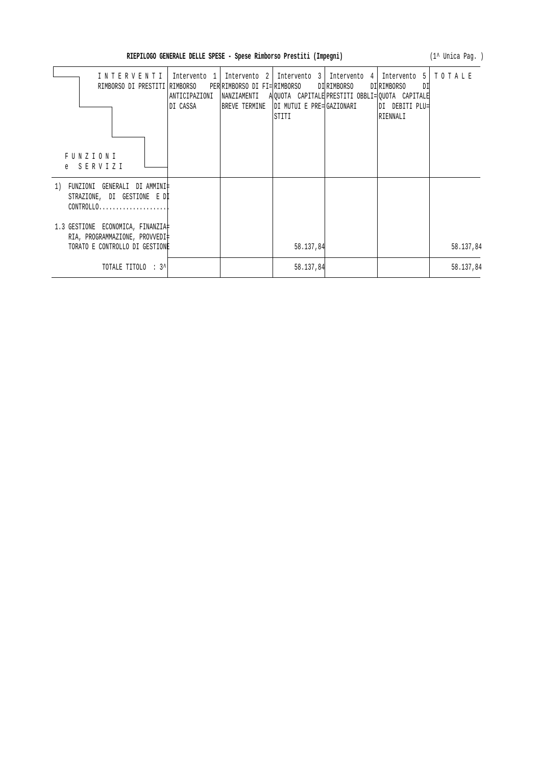**RIEPILOGO GENERALE DELLE SPESE - Spese Rimborso Prestiti (Impegni)** (1^ Unica Pag. )

| INTERVENTI RIMBORSO DI PRESTITI / FUNZIONI e SERVIZI | Intervento 1 RIMBORSO PER ANTICIPAZIONI DI CASSA | Intervento 2 RIMBORSO DI FI= NANZIAMENTI A BREVE TERMINE | Intervento 3 RIMBORSO DI QUOTA CAPITALE DI MUTUI E PRE= STITI | Intervento 4 RIMBORSO DI PRESTITI OBBLI= GAZIONARI | Intervento 5 RIMBORSO DI QUOTA CAPITALE DI DEBITI PLU= RIENNALI | TOTALE |
|---|---|---|---|---|---|---|
| 1) FUNZIONI GENERALI DI AMMINI= STRAZIONE, DI GESTIONE E DI CONTROLLO.................... | | | | | | |
| 1.3 GESTIONE ECONOMICA, FINANZIA= RIA, PROGRAMMAZIONE, PROVVEDI= TORATO E CONTROLLO DI GESTIONE | | | 58.137,84 | | | 58.137,84 |
| TOTALE TITOLO : 3^ | | | 58.137,84 | | | 58.137,84 |